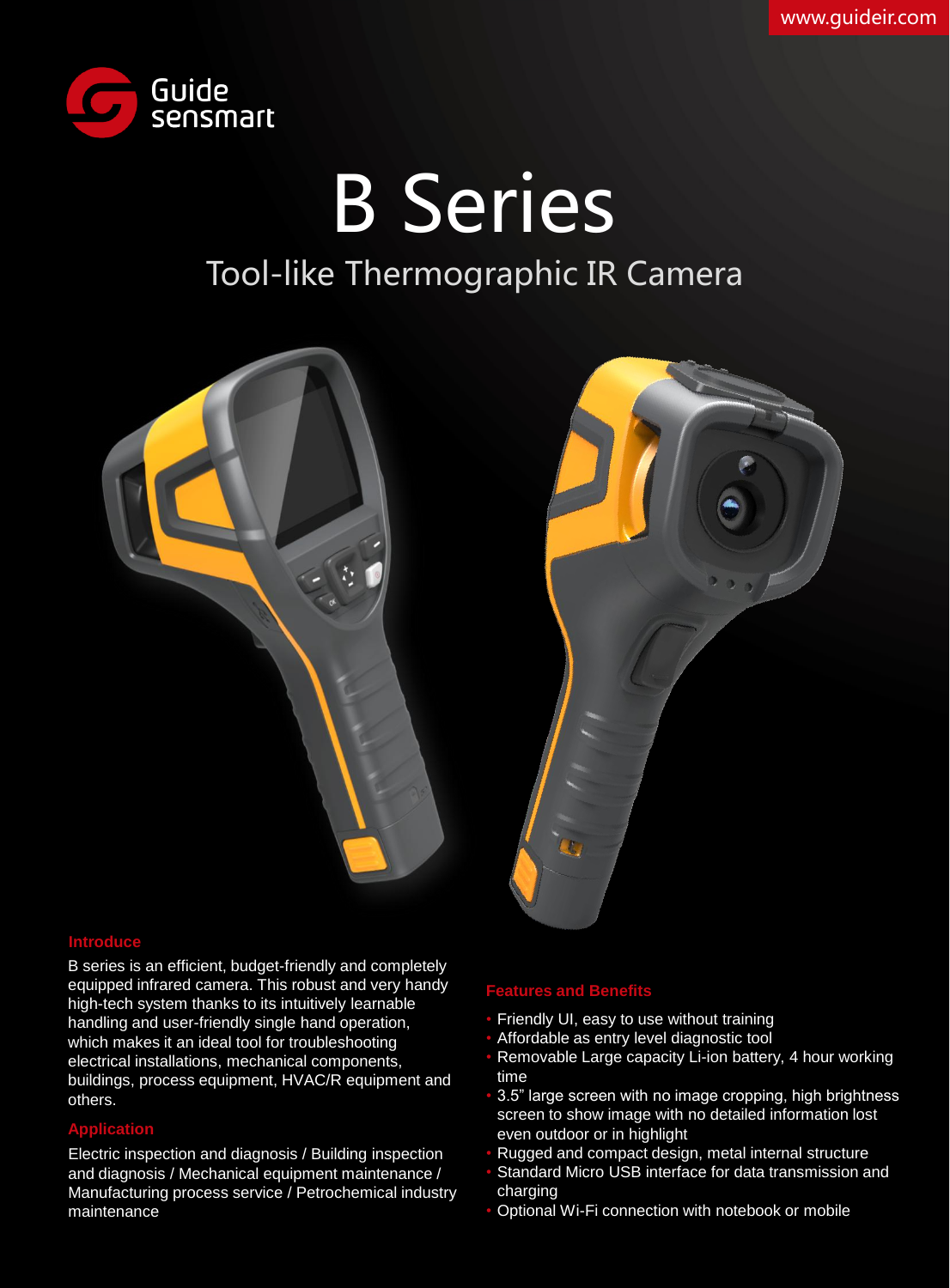www.guideir.com

Guide sensmart

# B Series

## Tool-like Thermographic IR Camera

### Introduce

B series is an efficient, budget-friendly and completely equipped infrared camera. This robust and very handy high-tech system thanks to its intuitively learnable handling and user-friendly single hand operation, which makes it an ideal tool for troubleshooting electrical installations, mechanical components, buildings, process equipment, HVAC/R equipment and others.

### Application

Electric inspection and diagnosis / Building inspection and diagnosis / Mechanical equipment maintenance / Manufacturing process service / Petrochemical industry maintenance

### Features and Benefits

- Friendly UI, easy to use without training
- Affordable as entry level diagnostic tool
- Removable Large capacity Li-ion battery, 4 hour working time
- 3.5" large screen with no image cropping, high brightness screen to show image with no detailed information lost even outdoor or in highlight
- Rugged and compact design, metal internal structure
- Standard Micro USB interface for data transmission and charging
- Optional Wi-Fi connection with notebook or mobile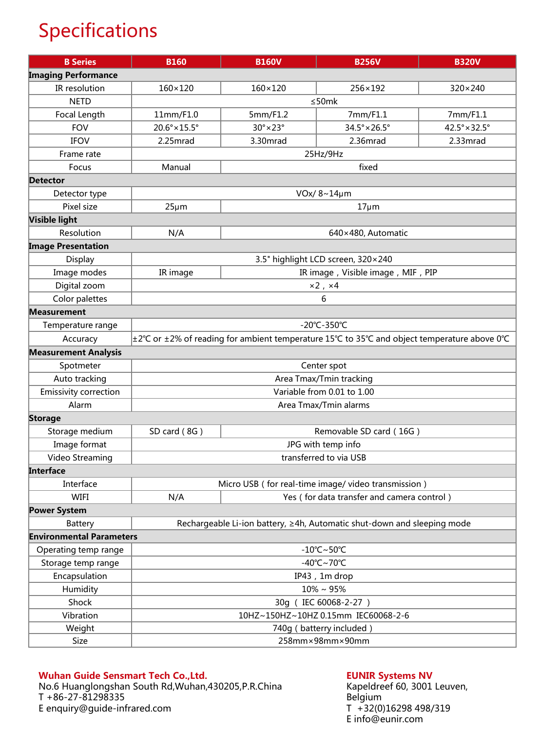# Specifications

| B Series | B160 | B160V | B256V | B320V |
|---|---|---|---|---|
| **Imaging Performance** | | | | |
| IR resolution | 160×120 | 160×120 | 256×192 | 320×240 |
| NETD | ≤50mk | | | |
| Focal Length | 11mm/F1.0 | 5mm/F1.2 | 7mm/F1.1 | 7mm/F1.1 |
| FOV | 20.6°×15.5° | 30°×23° | 34.5°×26.5° | 42.5°×32.5° |
| IFOV | 2.25mrad | 3.30mrad | 2.36mrad | 2.33mrad |
| Frame rate | 25Hz/9Hz | | | |
| Focus | Manual | fixed | | |
| **Detector** | | | | |
| Detector type | VOx/ 8~14μm | | | |
| Pixel size | 25μm | 17μm | | |
| **Visible light** | | | | |
| Resolution | N/A | 640×480, Automatic | | |
| **Image Presentation** | | | | |
| Display | 3.5" highlight LCD screen, 320×240 | | | |
| Image modes | IR image | IR image，Visible image，MIF，PIP | | |
| Digital zoom | ×2，×4 | | | |
| Color palettes | 6 | | | |
| **Measurement** | | | | |
| Temperature range | -20℃-350℃ | | | |
| Accuracy | ±2°C or ±2% of reading for ambient temperature 15℃ to 35℃ and object temperature above 0℃ | | | |
| **Measurement Analysis** | | | | |
| Spotmeter | Center spot | | | |
| Auto tracking | Area Tmax/Tmin tracking | | | |
| Emissivity correction | Variable from 0.01 to 1.00 | | | |
| Alarm | Area Tmax/Tmin alarms | | | |
| **Storage** | | | | |
| Storage medium | SD card（8G） | Removable SD card（16G） | | |
| Image format | JPG with temp info | | | |
| Video Streaming | transferred to via USB | | | |
| **Interface** | | | | |
| Interface | Micro USB（for real-time image/ video transmission） | | | |
| WIFI | N/A | Yes（for data transfer and camera control） | | |
| **Power System** | | | | |
| Battery | Rechargeable Li-ion battery, ≥4h, Automatic shut-down and sleeping mode | | | |
| **Environmental Parameters** | | | | |
| Operating temp range | -10℃~50℃ | | | |
| Storage temp range | -40℃~70℃ | | | |
| Encapsulation | IP43，1m drop | | | |
| Humidity | 10% ~ 95% | | | |
| Shock | 30g （IEC 60068-2-27 ） | | | |
| Vibration | 10HZ~150HZ~10HZ 0.15mm IEC60068-2-6 | | | |
| Weight | 740g（batterry included） | | | |
| Size | 258mm×98mm×90mm | | | |

**Wuhan Guide Sensmart Tech Co.,Ltd.**
No.6 Huanglongshan South Rd,Wuhan,430205,P.R.China
T +86-27-81298335
E enquiry@guide-infrared.com

**EUNIR Systems NV**
Kapeldreef 60, 3001 Leuven, Belgium
T +32(0)16298 498/319
E info@eunir.com